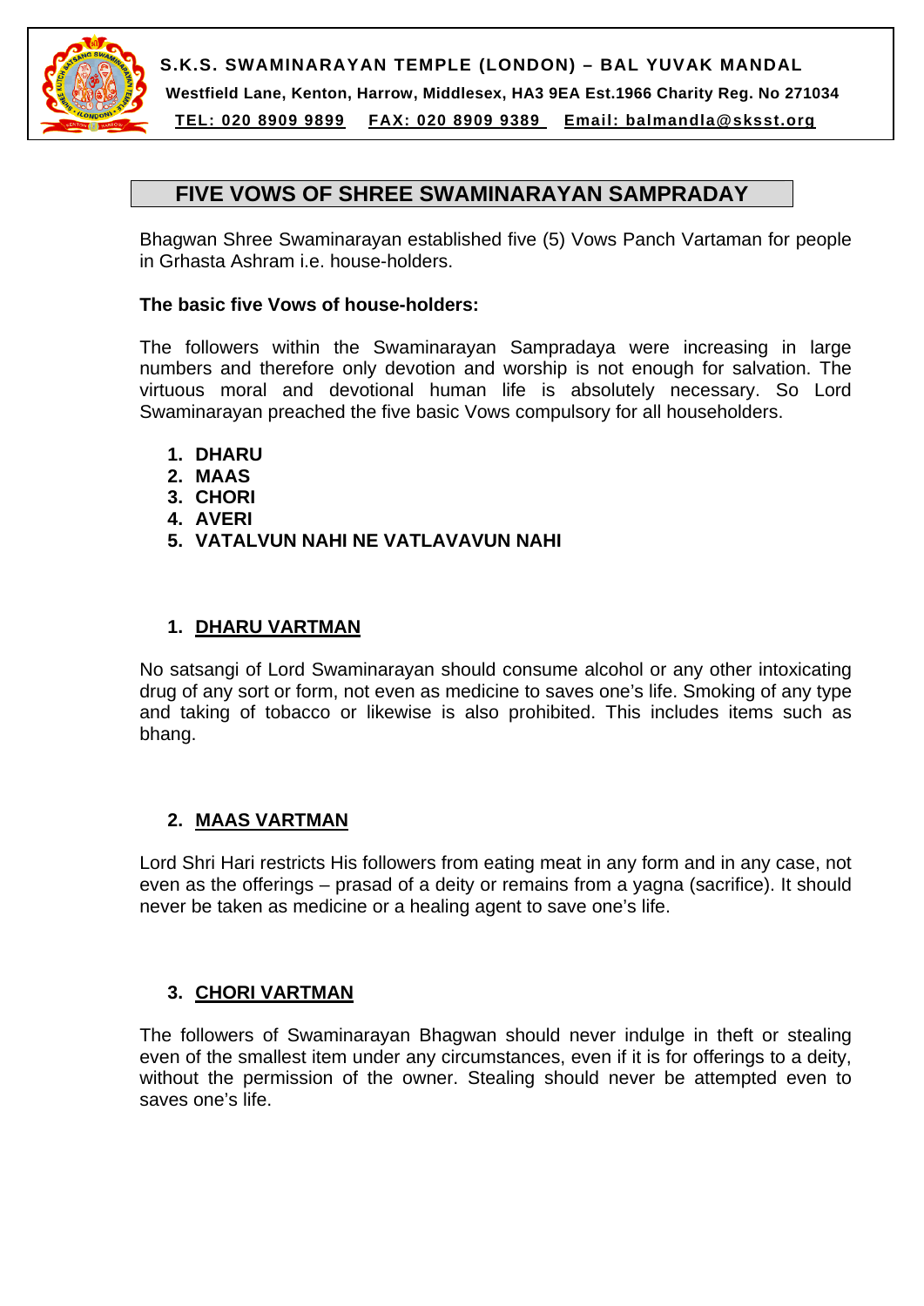**S.K.S. SWAMINARAYAN TEMPLE (LONDON) – BAL YUVAK MANDAL**
**Westfield Lane, Kenton, Harrow, Middlesex, HA3 9EA Est.1966 Charity Reg. No 271034**
**TEL: 020 8909 9899 FAX: 020 8909 9389 Email: balmandla@sksst.org**

# FIVE VOWS OF SHREE SWAMINARAYAN SAMPRADAY

Bhagwan Shree Swaminarayan established five (5) Vows Panch Vartaman for people in Grhasta Ashram i.e. house-holders.

**The basic five Vows of house-holders:**

The followers within the Swaminarayan Sampradaya were increasing in large numbers and therefore only devotion and worship is not enough for salvation. The virtuous moral and devotional human life is absolutely necessary. So Lord Swaminarayan preached the five basic Vows compulsory for all householders.

1. **DHARU**
2. **MAAS**
3. **CHORI**
4. **AVERI**
5. **VATALVUN NAHI NE VATLAVAVUN NAHI**

## 1. DHARU VARTMAN

No satsangi of Lord Swaminarayan should consume alcohol or any other intoxicating drug of any sort or form, not even as medicine to saves one's life. Smoking of any type and taking of tobacco or likewise is also prohibited. This includes items such as bhang.

## 2. MAAS VARTMAN

Lord Shri Hari restricts His followers from eating meat in any form and in any case, not even as the offerings – prasad of a deity or remains from a yagna (sacrifice). It should never be taken as medicine or a healing agent to save one's life.

## 3. CHORI VARTMAN

The followers of Swaminarayan Bhagwan should never indulge in theft or stealing even of the smallest item under any circumstances, even if it is for offerings to a deity, without the permission of the owner. Stealing should never be attempted even to saves one's life.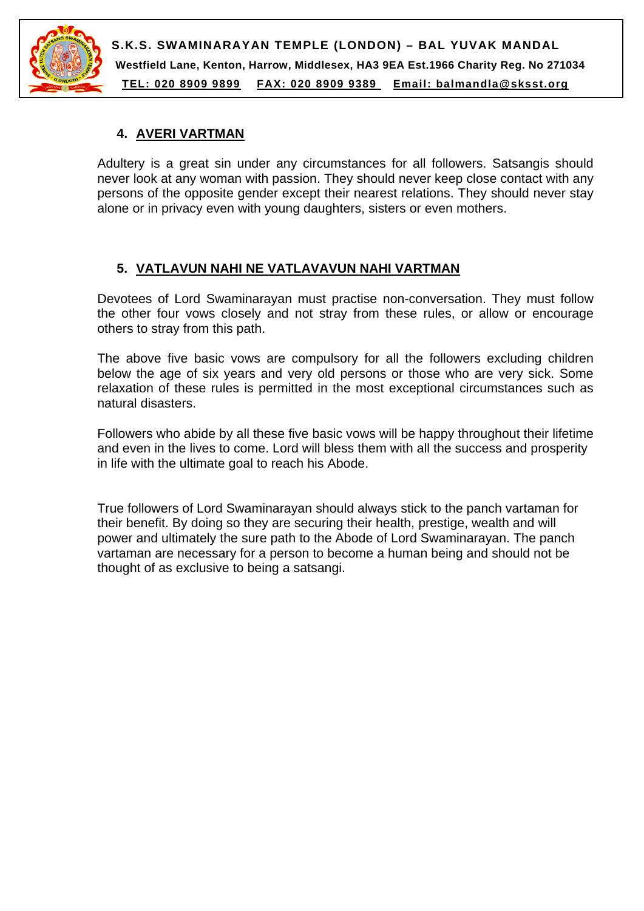## 4. AVERI VARTMAN

Adultery is a great sin under any circumstances for all followers. Satsangis should never look at any woman with passion. They should never keep close contact with any persons of the opposite gender except their nearest relations. They should never stay alone or in privacy even with young daughters, sisters or even mothers.

## 5. VATLAVUN NAHI NE VATLAVAVUN NAHI VARTMAN

Devotees of Lord Swaminarayan must practise non-conversation. They must follow the other four vows closely and not stray from these rules, or allow or encourage others to stray from this path.

The above five basic vows are compulsory for all the followers excluding children below the age of six years and very old persons or those who are very sick. Some relaxation of these rules is permitted in the most exceptional circumstances such as natural disasters.

Followers who abide by all these five basic vows will be happy throughout their lifetime and even in the lives to come. Lord will bless them with all the success and prosperity in life with the ultimate goal to reach his Abode.

True followers of Lord Swaminarayan should always stick to the panch vartaman for their benefit. By doing so they are securing their health, prestige, wealth and will power and ultimately the sure path to the Abode of Lord Swaminarayan. The panch vartaman are necessary for a person to become a human being and should not be thought of as exclusive to being a satsangi.